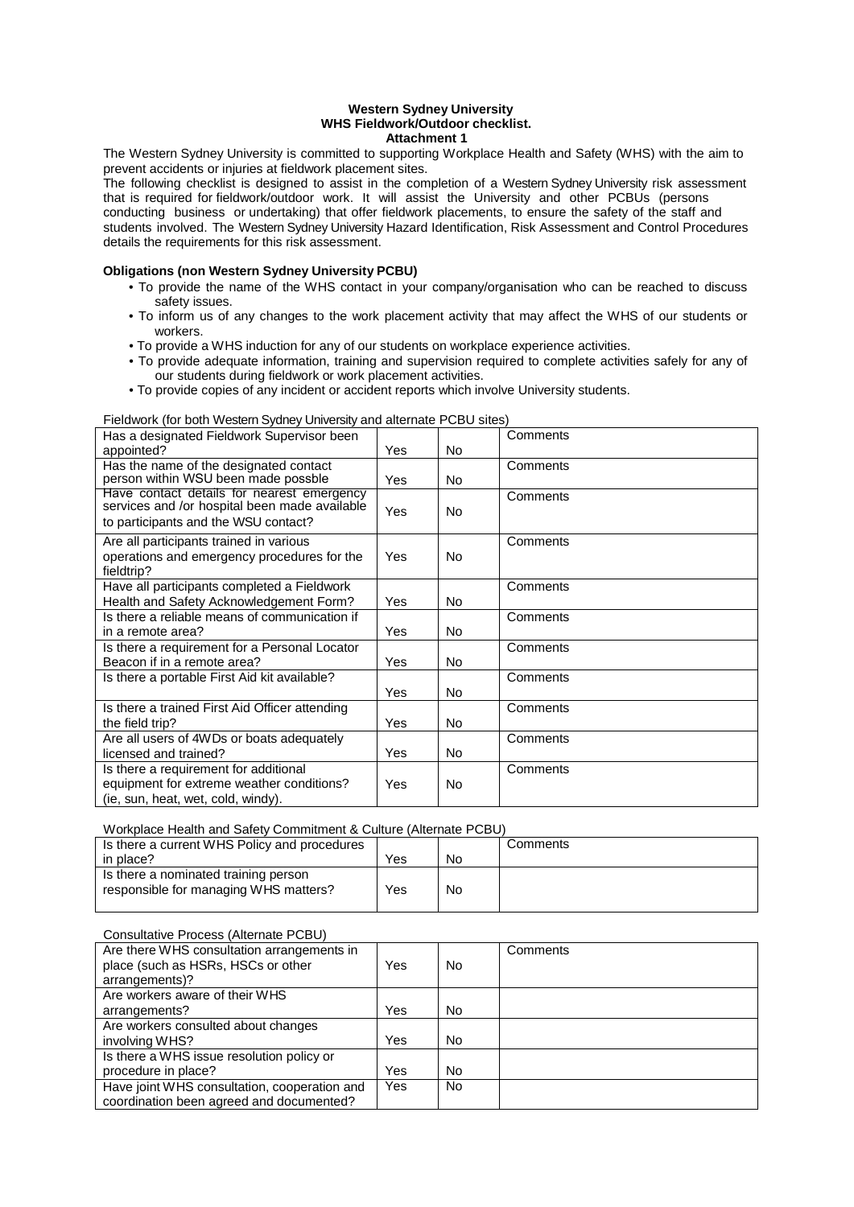**Western Sydney University**
**WHS Fieldwork/Outdoor checklist.**
**Attachment 1**

The Western Sydney University is committed to supporting Workplace Health and Safety (WHS) with the aim to prevent accidents or injuries at fieldwork placement sites.

The following checklist is designed to assist in the completion of a Western Sydney University risk assessment that is required for fieldwork/outdoor work. It will assist the University and other PCBUs (persons conducting business or undertaking) that offer fieldwork placements, to ensure the safety of the staff and students involved. The Western Sydney University Hazard Identification, Risk Assessment and Control Procedures details the requirements for this risk assessment.

**Obligations (non Western Sydney University PCBU)**

- To provide the name of the WHS contact in your company/organisation who can be reached to discuss safety issues.
- To inform us of any changes to the work placement activity that may affect the WHS of our students or workers.
- To provide a WHS induction for any of our students on workplace experience activities.
- To provide adequate information, training and supervision required to complete activities safely for any of our students during fieldwork or work placement activities.
- To provide copies of any incident or accident reports which involve University students.

Fieldwork (for both Western Sydney University and alternate PCBU sites)

| | | | |
|---|---|---|---|
| Has a designated Fieldwork Supervisor been appointed? | Yes | No | Comments |
| Has the name of the designated contact person within WSU been made possble | Yes | No | Comments |
| Have contact details for nearest emergency services and /or hospital been made available to participants and the WSU contact? | Yes | No | Comments |
| Are all participants trained in various operations and emergency procedures for the fieldtrip? | Yes | No | Comments |
| Have all participants completed a Fieldwork Health and Safety Acknowledgement Form? | Yes | No | Comments |
| Is there a reliable means of communication if in a remote area? | Yes | No | Comments |
| Is there a requirement for a Personal Locator Beacon if in a remote area? | Yes | No | Comments |
| Is there a portable First Aid kit available? | Yes | No | Comments |
| Is there a trained First Aid Officer attending the field trip? | Yes | No | Comments |
| Are all users of 4WDs or boats adequately licensed and trained? | Yes | No | Comments |
| Is there a requirement for additional equipment for extreme weather conditions? (ie, sun, heat, wet, cold, windy). | Yes | No | Comments |

Workplace Health and Safety Commitment & Culture (Alternate PCBU)

| | | | |
|---|---|---|---|
| Is there a current WHS Policy and procedures in place? | Yes | No | Comments |
| Is there a nominated training person responsible for managing WHS matters? | Yes | No | |

Consultative Process (Alternate PCBU)

| | | | |
|---|---|---|---|
| Are there WHS consultation arrangements in place (such as HSRs, HSCs or other arrangements)? | Yes | No | Comments |
| Are workers aware of their WHS arrangements? | Yes | No | |
| Are workers consulted about changes involving WHS? | Yes | No | |
| Is there a WHS issue resolution policy or procedure in place? | Yes | No | |
| Have joint WHS consultation, cooperation and coordination been agreed and documented? | Yes | No | |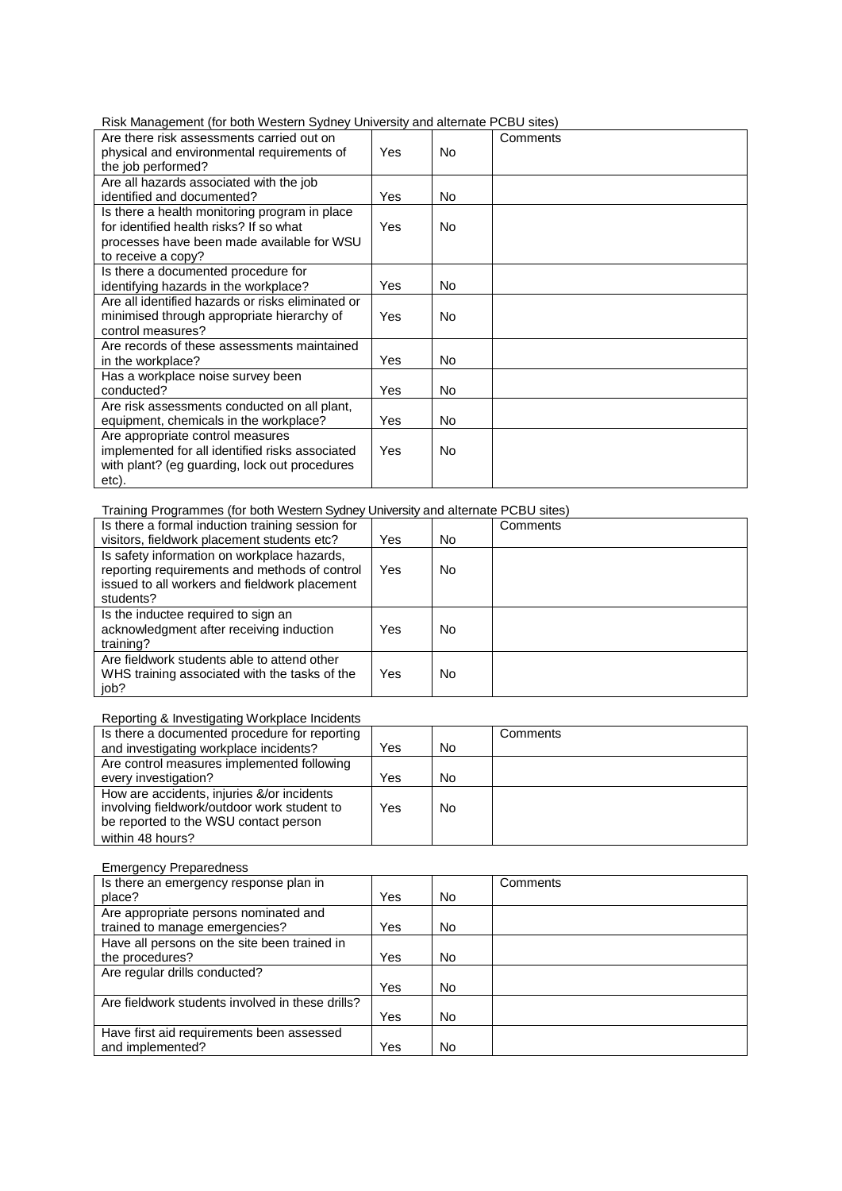Risk Management (for both Western Sydney University and alternate PCBU sites)

| Are there risk assessments carried out on physical and environmental requirements of the job performed? | Yes | No | Comments |
|---|---|---|---|
| Are all hazards associated with the job identified and documented? | Yes | No | |
| Is there a health monitoring program in place for identified health risks? If so what processes have been made available for WSU to receive a copy? | Yes | No | |
| Is there a documented procedure for identifying hazards in the workplace? | Yes | No | |
| Are all identified hazards or risks eliminated or minimised through appropriate hierarchy of control measures? | Yes | No | |
| Are records of these assessments maintained in the workplace? | Yes | No | |
| Has a workplace noise survey been conducted? | Yes | No | |
| Are risk assessments conducted on all plant, equipment, chemicals in the workplace? | Yes | No | |
| Are appropriate control measures implemented for all identified risks associated with plant? (eg guarding, lock out procedures etc). | Yes | No | |

Training Programmes (for both Western Sydney University and alternate PCBU sites)

| Is there a formal induction training session for visitors, fieldwork placement students etc? | Yes | No | Comments |
|---|---|---|---|
| Is safety information on workplace hazards, reporting requirements and methods of control issued to all workers and fieldwork placement students? | Yes | No | |
| Is the inductee required to sign an acknowledgment after receiving induction training? | Yes | No | |
| Are fieldwork students able to attend other WHS training associated with the tasks of the job? | Yes | No | |

Reporting & Investigating Workplace Incidents

| Is there a documented procedure for reporting and investigating workplace incidents? | Yes | No | Comments |
|---|---|---|---|
| Are control measures implemented following every investigation? | Yes | No | |
| How are accidents, injuries &/or incidents involving fieldwork/outdoor work student to be reported to the WSU contact person within 48 hours? | Yes | No | |

Emergency Preparedness

| Is there an emergency response plan in place? | Yes | No | Comments |
|---|---|---|---|
| Are appropriate persons nominated and trained to manage emergencies? | Yes | No | |
| Have all persons on the site been trained in the procedures? | Yes | No | |
| Are regular drills conducted? | Yes | No | |
| Are fieldwork students involved in these drills? | Yes | No | |
| Have first aid requirements been assessed and implemented? | Yes | No | |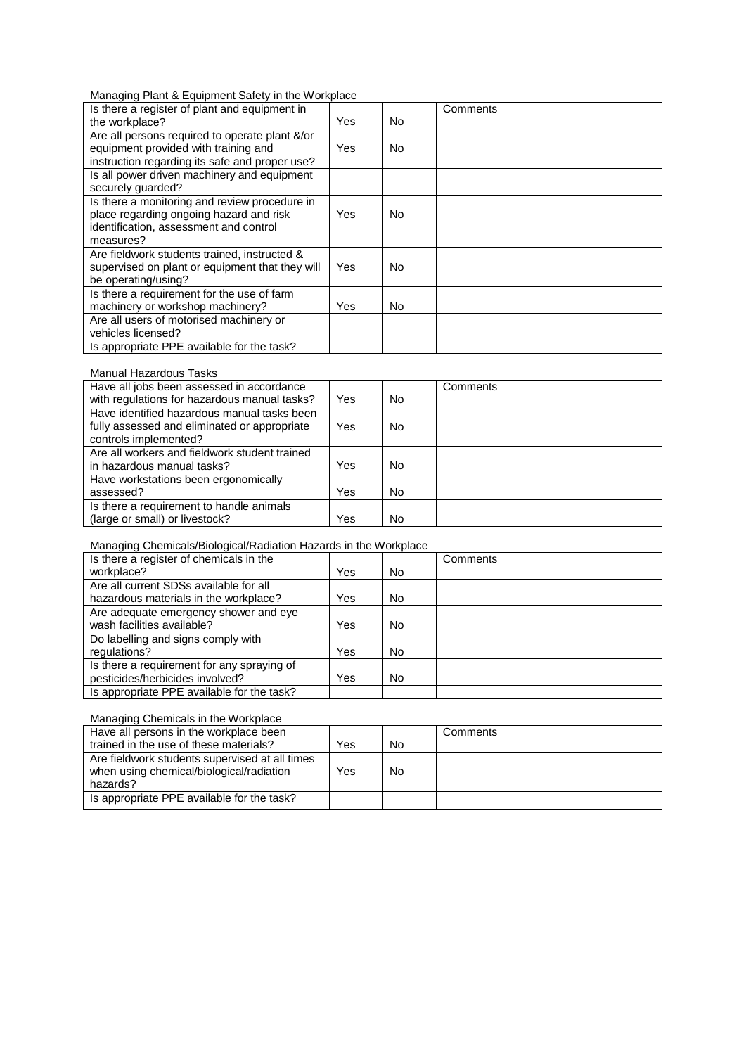Managing Plant & Equipment Safety in the Workplace

| | | | |
|---|---|---|---|
| Is there a register of plant and equipment in the workplace? | Yes | No | Comments |
| Are all persons required to operate plant &/or equipment provided with training and instruction regarding its safe and proper use? | Yes | No | |
| Is all power driven machinery and equipment securely guarded? | | | |
| Is there a monitoring and review procedure in place regarding ongoing hazard and risk identification, assessment and control measures? | Yes | No | |
| Are fieldwork students trained, instructed & supervised on plant or equipment that they will be operating/using? | Yes | No | |
| Is there a requirement for the use of farm machinery or workshop machinery? | Yes | No | |
| Are all users of motorised machinery or vehicles licensed? | | | |
| Is appropriate PPE available for the task? | | | |

Manual Hazardous Tasks

| | | | |
|---|---|---|---|
| Have all jobs been assessed in accordance with regulations for hazardous manual tasks? | Yes | No | Comments |
| Have identified hazardous manual tasks been fully assessed and eliminated or appropriate controls implemented? | Yes | No | |
| Are all workers and fieldwork student trained in hazardous manual tasks? | Yes | No | |
| Have workstations been ergonomically assessed? | Yes | No | |
| Is there a requirement to handle animals (large or small) or livestock? | Yes | No | |

Managing Chemicals/Biological/Radiation Hazards in the Workplace

| | | | |
|---|---|---|---|
| Is there a register of chemicals in the workplace? | Yes | No | Comments |
| Are all current SDSs available for all hazardous materials in the workplace? | Yes | No | |
| Are adequate emergency shower and eye wash facilities available? | Yes | No | |
| Do labelling and signs comply with regulations? | Yes | No | |
| Is there a requirement for any spraying of pesticides/herbicides involved? | Yes | No | |
| Is appropriate PPE available for the task? | | | |

Managing Chemicals in the Workplace

| | | | |
|---|---|---|---|
| Have all persons in the workplace been trained in the use of these materials? | Yes | No | Comments |
| Are fieldwork students supervised at all times when using chemical/biological/radiation hazards? | Yes | No | |
| Is appropriate PPE available for the task? | | | |